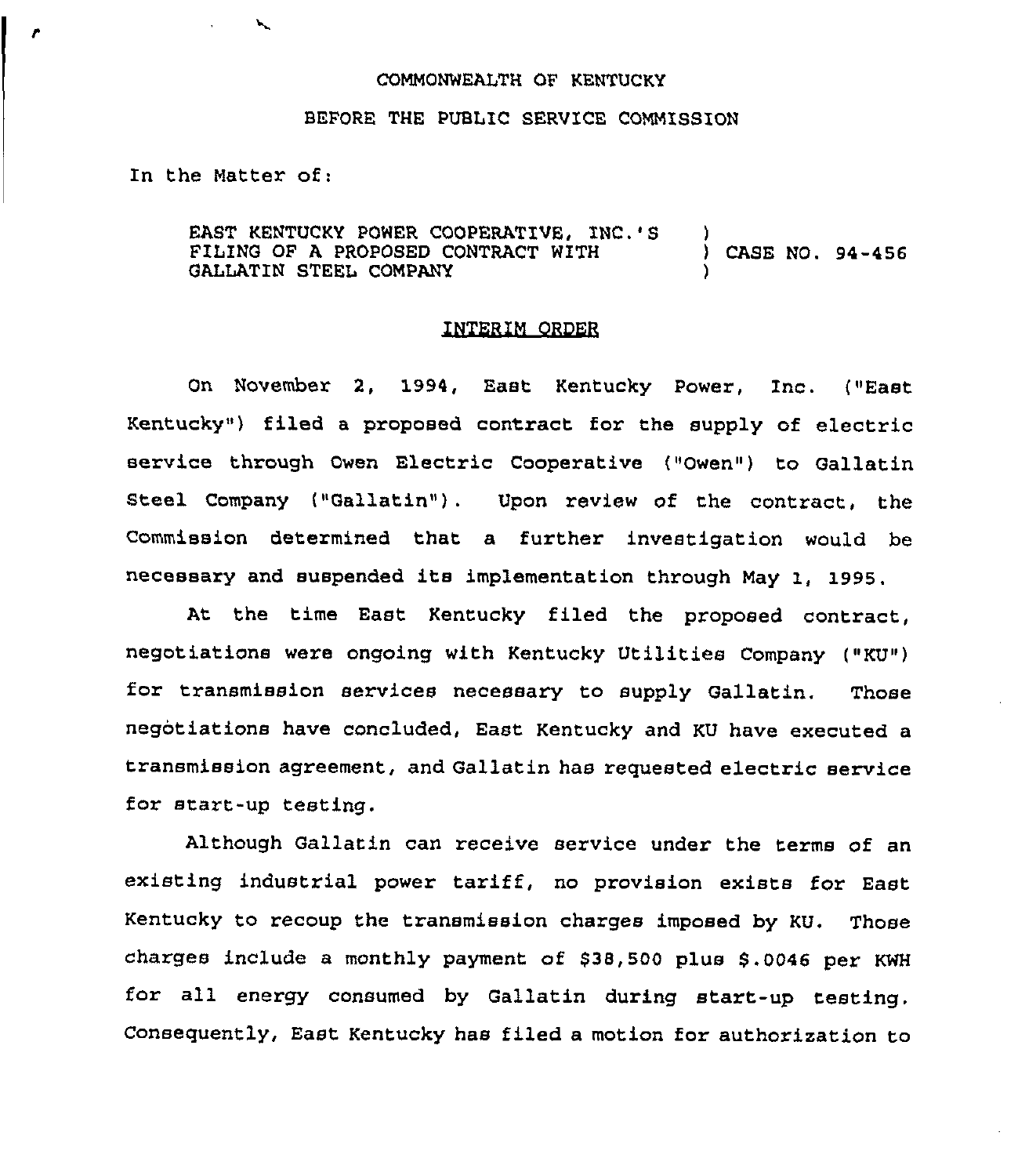COMMONWEALTH OF KENTUCKY

BEFORE THE PUBLIC SERVICE COMMISSION

In the Matter of:

EAST KENTUCKY POWER COOPERATIVE, INC.'S FILING OF A PROPOSED CONTRACT WITH GALLATIN STEEL COMPANY ) CASE NO. 94-456

## INTERIM ORDER

On November 2, 1994, East Kentucky Power, Inc. ("East Kentucky") filed a proposed contract for the supply of electric service through Owen Electric Cooperative ("Owen") to Gallatin Steel Company ("Gallatin"). Upon review of the contract, the Commission determined that a further investigation would be necessary and suspended its implementation through May 1, 1995.

At the time East Kentucky filed the proposed contract, negotiations were ongoing with Kentucky Utilities Company ("KU") for transmission services necessary to supply Gallatin. Those negotiations have concluded, East Kentucky and KU have executed a transmission agreement, and Gallatin has requested electric service for start-up testing.

Although Gallatin can receive service under the terms of an existing industrial power tariff, no provision exists for East Kentucky to recoup the transmission charges imposed by KU. Those charges include a monthly payment of $38,500 plus $.0046 per KWH for all energy consumed by Gallatin during start-up testing. Consequently, East Kentucky has filed a motion for authorization to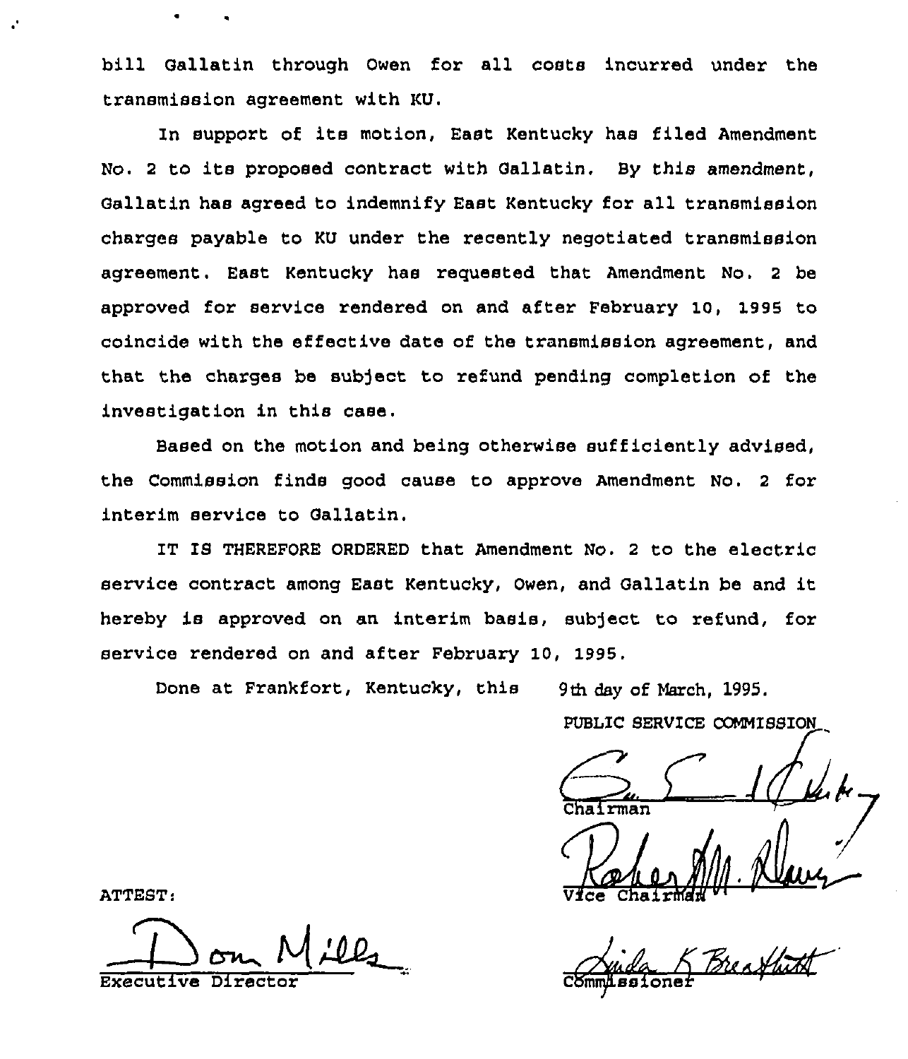bill Gallatin through Owen for all costs incurred under the transmission agreement with KU.

In support of its motion, East Kentucky has filed Amendment No. 2 to its proposed contract with Gallatin. By this amendment, Gallatin has agreed to indemnify East Kentucky for all transmission charges payable to KU under the recently negotiated transmission agreement. East Kentucky has requested that Amendment No. 2 be approved for service rendered on and after February 10, 1995 to coincide with the effective date of the transmission agreement, and that the charges be subject to refund pending completion of the investigation in this case.

Based on the motion and being otherwise sufficiently advised, the Commission finds good cause to approve Amendment No. 2 for interim service to Gallatin.

IT IS THEREFORE ORDERED that Amendment No. 2 to the electric service contract among East Kentucky, Owen, and Gallatin be and it hereby is approved on an interim basis, subject to refund, for service rendered on and after February 10, 1995.

Done at Frankfort, Kentucky, this 9th day of March, 1995.

PUBLIC SERVICE COMMISSION

Chairman

Vice Chairman

Commissioner

ATTEST:

Executive Director